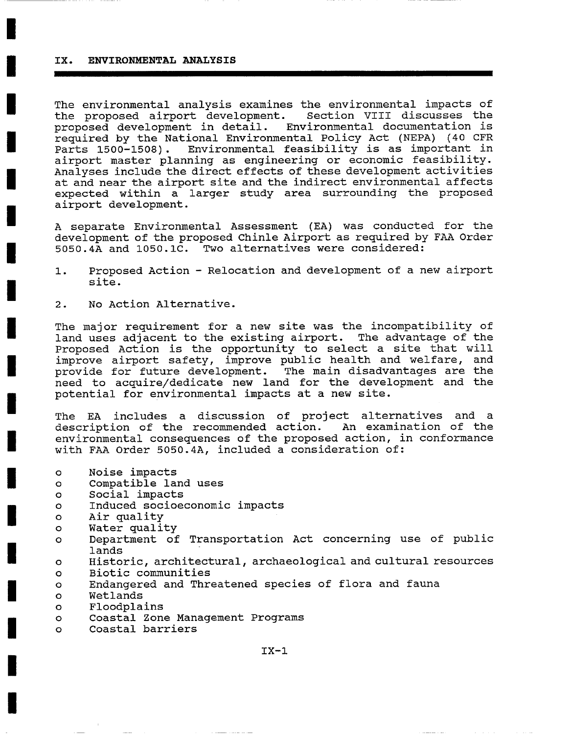## IX. ENVIRONMENTAL ANALYSIS

The environmental analysis examines the environmental impacts of the proposed airport development. Section VIII discusses the proposed development in detail. Environmental documentation is required by the National Environmental Policy Act (NEPA) (40 CFR Parts 1500-1508). Environmental feasibility is as important in airport master planning as engineering or economic feasibility. Analyses include the direct effects of these development activities at and near the airport site and the indirect environmental affects expected within a larger study area surrounding the proposed airport development.

A separate Environmental Assessment (EA) was conducted for the development of the proposed Chinle Airport as required by FAA Order 5050.4A and 1050.1C. Two alternatives were considered:

1. Proposed Action - Relocation and development of a new airport site.

2. No Action Alternative.

The major requirement for a new site was the incompatibility of land uses adjacent to the existing airport. The advantage of the Proposed Action is the opportunity to select a site that will improve airport safety, improve public health and welfare, and provide for future development. The main disadvantages are the need to acquire/dedicate new land for the development and the potential for environmental impacts at a new site.

The EA includes a discussion of project alternatives and a description of the recommended action. An examination of the environmental consequences of the proposed action, in conformance with FAA Order 5050.4A, included a consideration of:

- Noise impacts
- Compatible land uses
- Social impacts
- Induced socioeconomic impacts
- Air quality
- Water quality
- Department of Transportation Act concerning use of public lands
- Historic, architectural, archaeological and cultural resources
- Biotic communities
- Endangered and Threatened species of flora and fauna
- Wetlands
- Floodplains
- Coastal Zone Management Programs
- Coastal barriers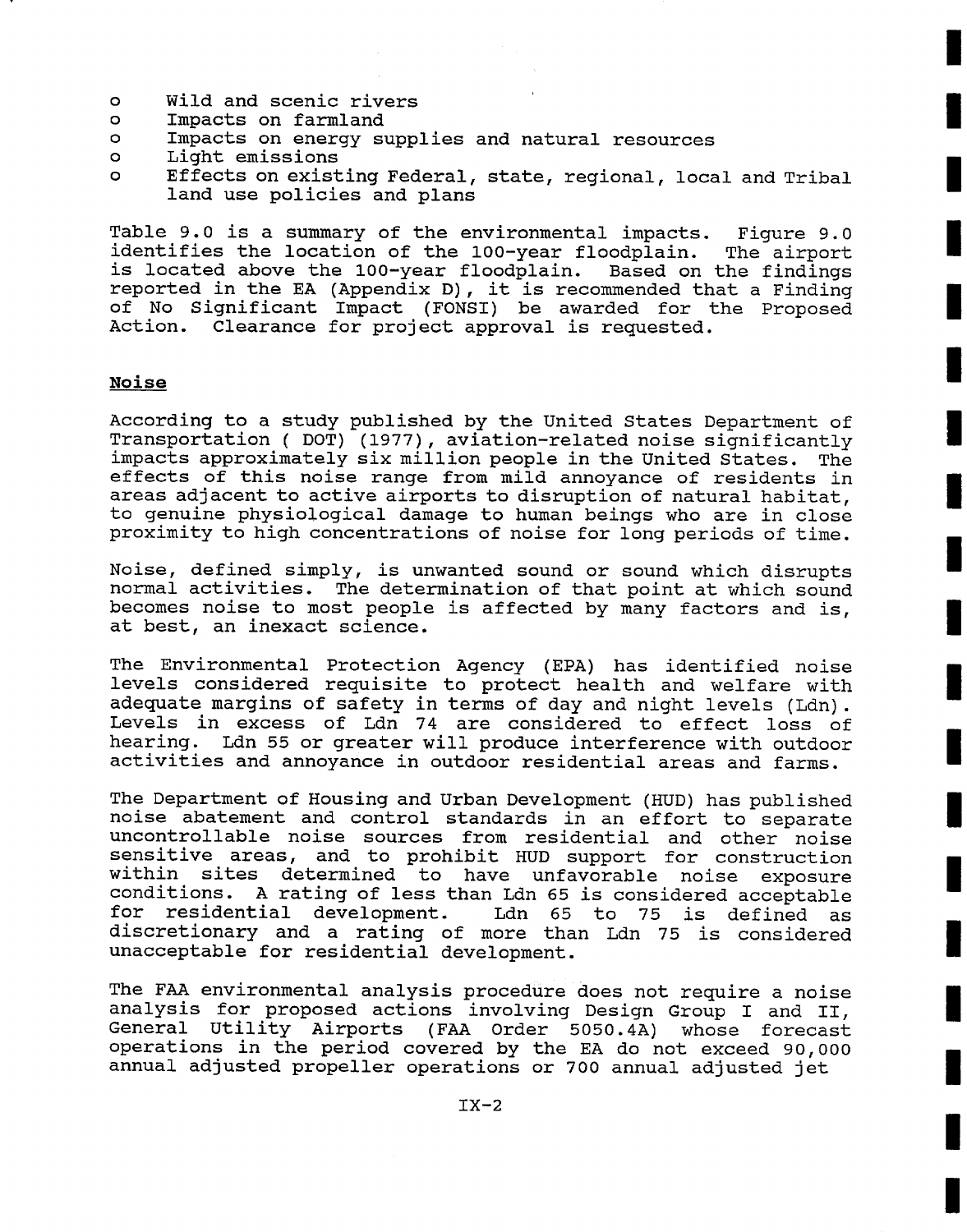- Wild and scenic rivers
- Impacts on farmland
- Impacts on energy supplies and natural resources
- Light emissions
- Effects on existing Federal, state, regional, local and Tribal land use policies and plans

Table 9.0 is a summary of the environmental impacts. Figure 9.0 identifies the location of the 100-year floodplain. The airport is located above the 100-year floodplain. Based on the findings reported in the EA (Appendix D), it is recommended that a Finding of No Significant Impact (FONSI) be awarded for the Proposed Action. Clearance for project approval is requested.

**Noise**

According to a study published by the United States Department of Transportation ( DOT) (1977), aviation-related noise significantly impacts approximately six million people in the United States. The effects of this noise range from mild annoyance of residents in areas adjacent to active airports to disruption of natural habitat, to genuine physiological damage to human beings who are in close proximity to high concentrations of noise for long periods of time.

Noise, defined simply, is unwanted sound or sound which disrupts normal activities. The determination of that point at which sound becomes noise to most people is affected by many factors and is, at best, an inexact science.

The Environmental Protection Agency (EPA) has identified noise levels considered requisite to protect health and welfare with adequate margins of safety in terms of day and night levels (Ldn). Levels in excess of Ldn 74 are considered to effect loss of hearing. Ldn 55 or greater will produce interference with outdoor activities and annoyance in outdoor residential areas and farms.

The Department of Housing and Urban Development (HUD) has published noise abatement and control standards in an effort to separate uncontrollable noise sources from residential and other noise sensitive areas, and to prohibit HUD support for construction within sites determined to have unfavorable noise exposure conditions. A rating of less than Ldn 65 is considered acceptable for residential development. Ldn 65 to 75 is defined as discretionary and a rating of more than Ldn 75 is considered unacceptable for residential development.

The FAA environmental analysis procedure does not require a noise analysis for proposed actions involving Design Group I and II, General Utility Airports (FAA Order 5050.4A) whose forecast operations in the period covered by the EA do not exceed 90,000 annual adjusted propeller operations or 700 annual adjusted jet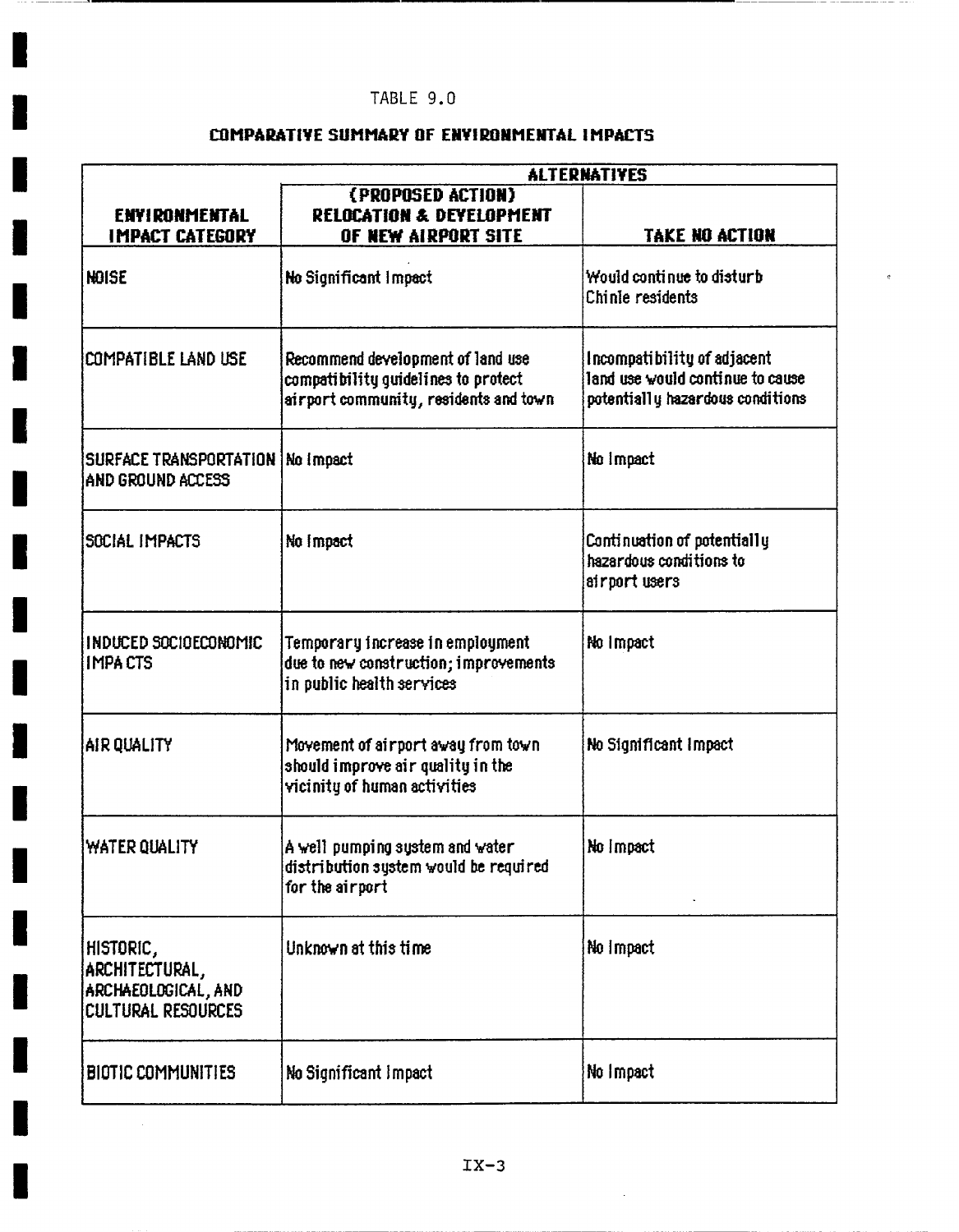TABLE 9.0

**COMPARATIVE SUMMARY OF ENVIRONMENTAL IMPACTS**

| | **ALTERNATIVES** | |
|---|---|---|
| **ENVIRONMENTAL IMPACT CATEGORY** | **(PROPOSED ACTION) RELOCATION & DEVELOPMENT OF NEW AIRPORT SITE** | **TAKE NO ACTION** |
| NOISE | No Significant Impact | Would continue to disturb Chinle residents |
| COMPATIBLE LAND USE | Recommend development of land use compatibility guidelines to protect airport community, residents and town | Incompatibility of adjacent land use would continue to cause potentially hazardous conditions |
| SURFACE TRANSPORTATION AND GROUND ACCESS | No Impact | No Impact |
| SOCIAL IMPACTS | No Impact | Continuation of potentially hazardous conditions to airport users |
| INDUCED SOCIOECONOMIC IMPACTS | Temporary increase in employment due to new construction; improvements in public health services | No Impact |
| AIR QUALITY | Movement of airport away from town should improve air quality in the vicinity of human activities | No Significant Impact |
| WATER QUALITY | A well pumping system and water distribution system would be required for the airport | No Impact |
| HISTORIC, ARCHITECTURAL, ARCHAEOLOGICAL, AND CULTURAL RESOURCES | Unknown at this time | No Impact |
| BIOTIC COMMUNITIES | No Significant Impact | No Impact |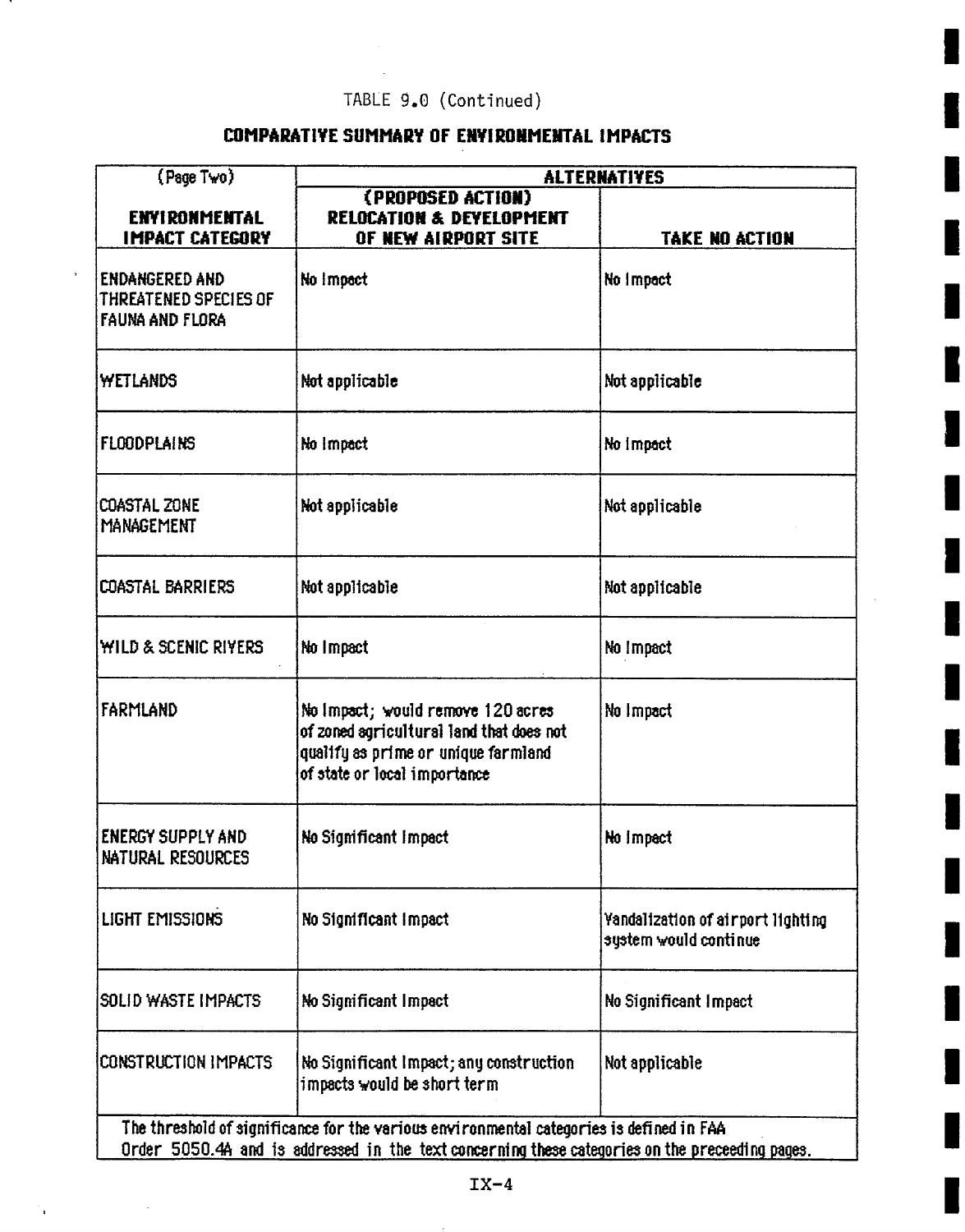TABLE 9.0 (Continued)

## COMPARATIVE SUMMARY OF ENVIRONMENTAL IMPACTS

| (Page Two) | ALTERNATIVES | |
|---|---|---|
| ENVIRONMENTAL IMPACT CATEGORY | (PROPOSED ACTION) RELOCATION & DEVELOPMENT OF NEW AIRPORT SITE | TAKE NO ACTION |
| ENDANGERED AND THREATENED SPECIES OF FAUNA AND FLORA | No Impact | No Impact |
| WETLANDS | Not applicable | Not applicable |
| FLOODPLAINS | No Impact | No Impact |
| COASTAL ZONE MANAGEMENT | Not applicable | Not applicable |
| COASTAL BARRIERS | Not applicable | Not applicable |
| WILD & SCENIC RIVERS | No Impact | No Impact |
| FARMLAND | No Impact; would remove 120 acres of zoned agricultural land that does not qualify as prime or unique farmland of state or local importance | No Impact |
| ENERGY SUPPLY AND NATURAL RESOURCES | No Significant Impact | No Impact |
| LIGHT EMISSIONS | No Significant Impact | Vandalization of airport lighting system would continue |
| SOLID WASTE IMPACTS | No Significant Impact | No Significant Impact |
| CONSTRUCTION IMPACTS | No Significant Impact; any construction impacts would be short term | Not applicable |

The threshold of significance for the various environmental categories is defined in FAA Order 5050.4A and is addressed in the text concerning these categories on the preceeding pages.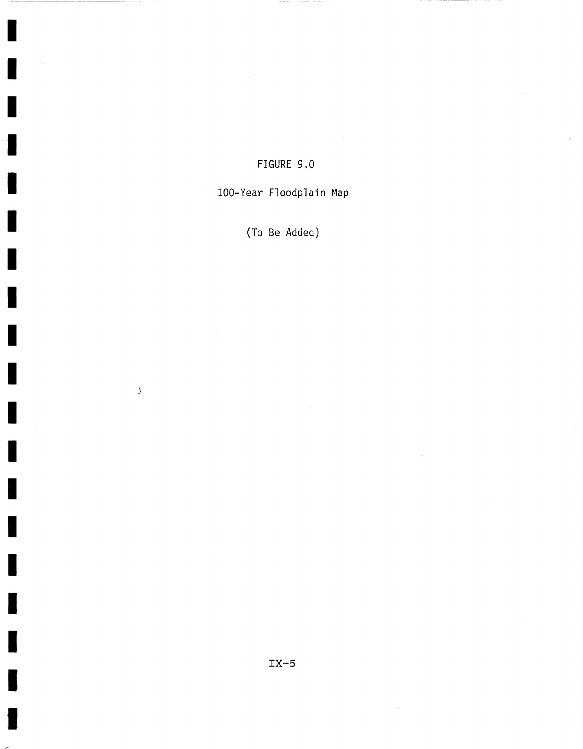FIGURE 9.0

100-Year Floodplain Map

(To Be Added)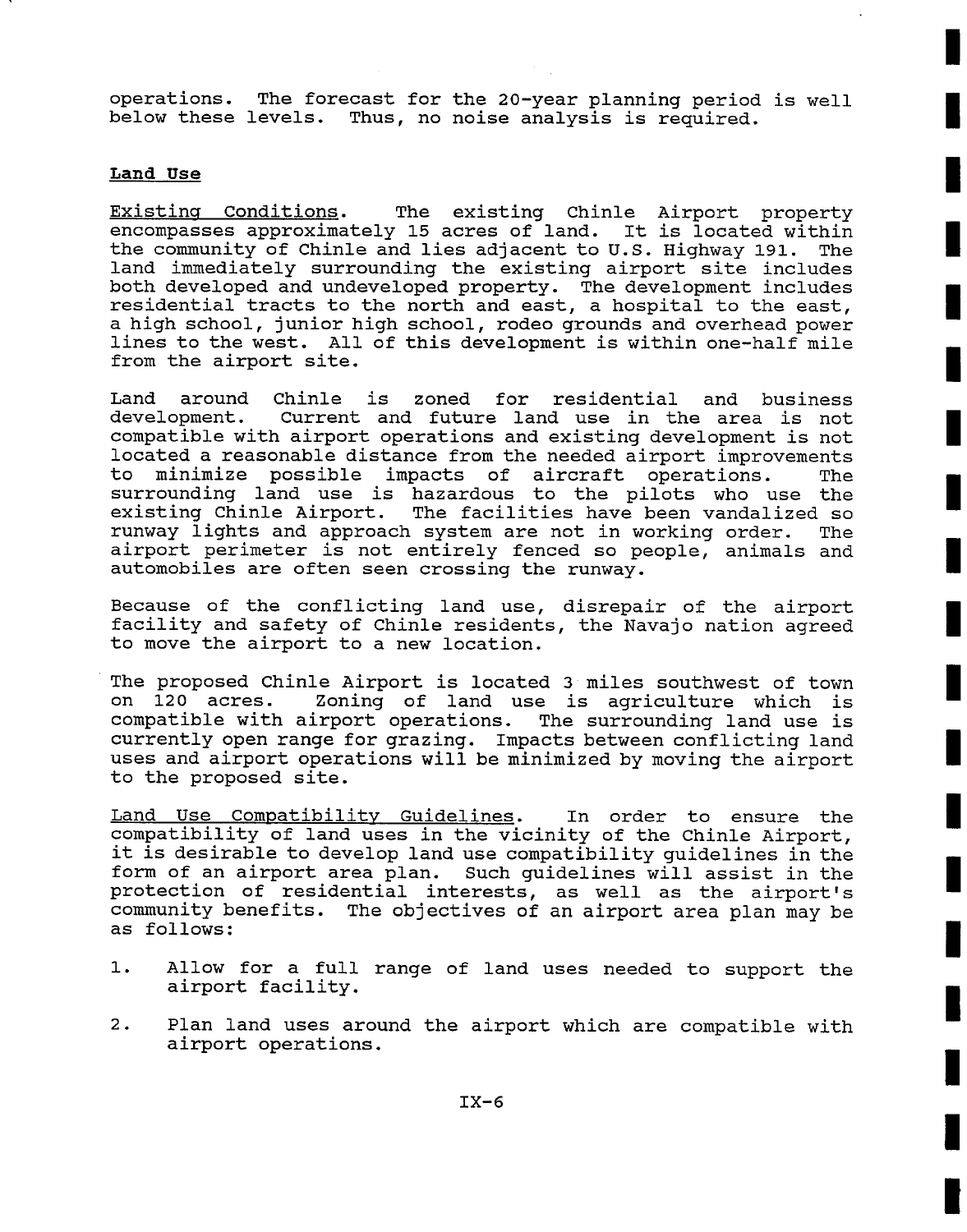operations. The forecast for the 20-year planning period is well below these levels. Thus, no noise analysis is required.

**Land Use**

Existing Conditions. The existing Chinle Airport property encompasses approximately 15 acres of land. It is located within the community of Chinle and lies adjacent to U.S. Highway 191. The land immediately surrounding the existing airport site includes both developed and undeveloped property. The development includes residential tracts to the north and east, a hospital to the east, a high school, junior high school, rodeo grounds and overhead power lines to the west. All of this development is within one-half mile from the airport site.

Land around Chinle is zoned for residential and business development. Current and future land use in the area is not compatible with airport operations and existing development is not located a reasonable distance from the needed airport improvements to minimize possible impacts of aircraft operations. The surrounding land use is hazardous to the pilots who use the existing Chinle Airport. The facilities have been vandalized so runway lights and approach system are not in working order. The airport perimeter is not entirely fenced so people, animals and automobiles are often seen crossing the runway.

Because of the conflicting land use, disrepair of the airport facility and safety of Chinle residents, the Navajo nation agreed to move the airport to a new location.

The proposed Chinle Airport is located 3 miles southwest of town on 120 acres. Zoning of land use is agriculture which is compatible with airport operations. The surrounding land use is currently open range for grazing. Impacts between conflicting land uses and airport operations will be minimized by moving the airport to the proposed site.

Land Use Compatibility Guidelines. In order to ensure the compatibility of land uses in the vicinity of the Chinle Airport, it is desirable to develop land use compatibility guidelines in the form of an airport area plan. Such guidelines will assist in the protection of residential interests, as well as the airport's community benefits. The objectives of an airport area plan may be as follows:

1. Allow for a full range of land uses needed to support the airport facility.
2. Plan land uses around the airport which are compatible with airport operations.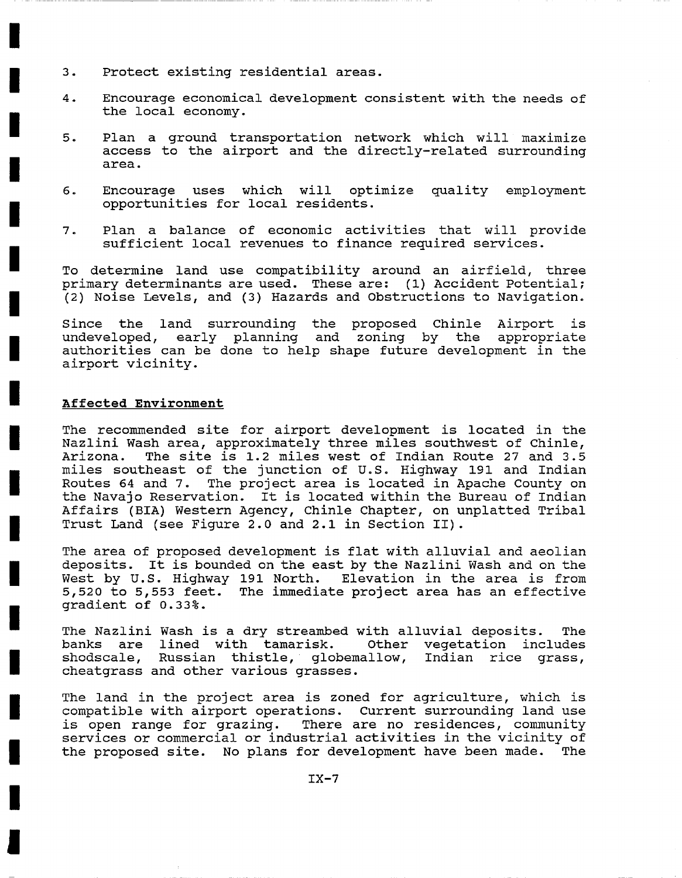3. Protect existing residential areas.

4. Encourage economical development consistent with the needs of the local economy.

5. Plan a ground transportation network which will maximize access to the airport and the directly-related surrounding area.

6. Encourage uses which will optimize quality employment opportunities for local residents.

7. Plan a balance of economic activities that will provide sufficient local revenues to finance required services.

To determine land use compatibility around an airfield, three primary determinants are used. These are: (1) Accident Potential; (2) Noise Levels, and (3) Hazards and Obstructions to Navigation.

Since the land surrounding the proposed Chinle Airport is undeveloped, early planning and zoning by the appropriate authorities can be done to help shape future development in the airport vicinity.

**Affected Environment**

The recommended site for airport development is located in the Nazlini Wash area, approximately three miles southwest of Chinle, Arizona. The site is 1.2 miles west of Indian Route 27 and 3.5 miles southeast of the junction of U.S. Highway 191 and Indian Routes 64 and 7. The project area is located in Apache County on the Navajo Reservation. It is located within the Bureau of Indian Affairs (BIA) Western Agency, Chinle Chapter, on unplatted Tribal Trust Land (see Figure 2.0 and 2.1 in Section II).

The area of proposed development is flat with alluvial and aeolian deposits. It is bounded on the east by the Nazlini Wash and on the West by U.S. Highway 191 North. Elevation in the area is from 5,520 to 5,553 feet. The immediate project area has an effective gradient of 0.33%.

The Nazlini Wash is a dry streambed with alluvial deposits. The banks are lined with tamarisk. Other vegetation includes shodscale, Russian thistle, globemallow, Indian rice grass, cheatgrass and other various grasses.

The land in the project area is zoned for agriculture, which is compatible with airport operations. Current surrounding land use is open range for grazing. There are no residences, community services or commercial or industrial activities in the vicinity of the proposed site. No plans for development have been made. The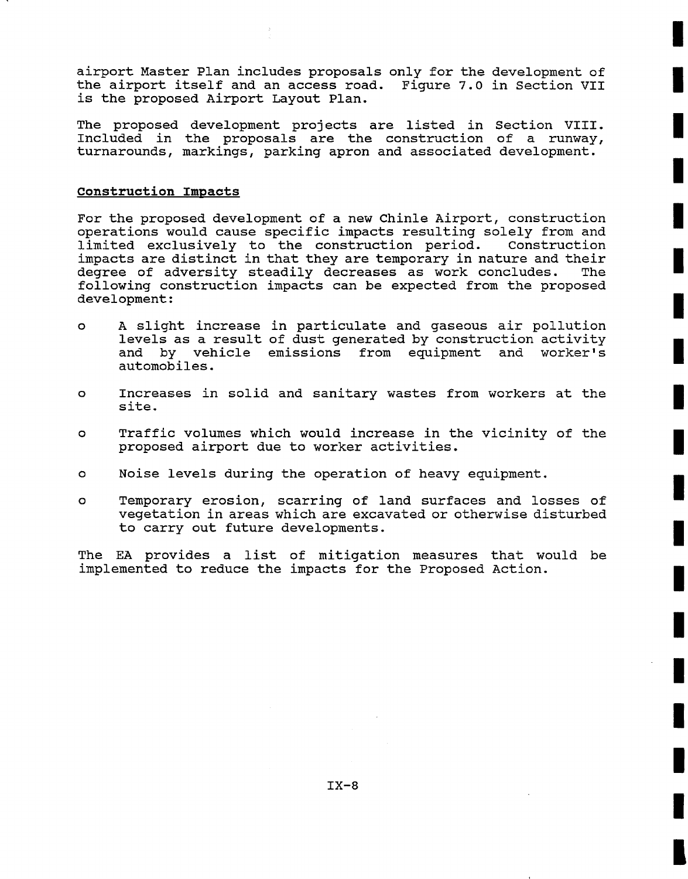airport Master Plan includes proposals only for the development of the airport itself and an access road. Figure 7.0 in Section VII is the proposed Airport Layout Plan.

The proposed development projects are listed in Section VIII. Included in the proposals are the construction of a runway, turnarounds, markings, parking apron and associated development.

<u>Construction Impacts</u>

For the proposed development of a new Chinle Airport, construction operations would cause specific impacts resulting solely from and limited exclusively to the construction period. Construction impacts are distinct in that they are temporary in nature and their degree of adversity steadily decreases as work concludes. The following construction impacts can be expected from the proposed development:

- A slight increase in particulate and gaseous air pollution levels as a result of dust generated by construction activity and by vehicle emissions from equipment and worker's automobiles.
- Increases in solid and sanitary wastes from workers at the site.
- Traffic volumes which would increase in the vicinity of the proposed airport due to worker activities.
- Noise levels during the operation of heavy equipment.
- Temporary erosion, scarring of land surfaces and losses of vegetation in areas which are excavated or otherwise disturbed to carry out future developments.

The EA provides a list of mitigation measures that would be implemented to reduce the impacts for the Proposed Action.